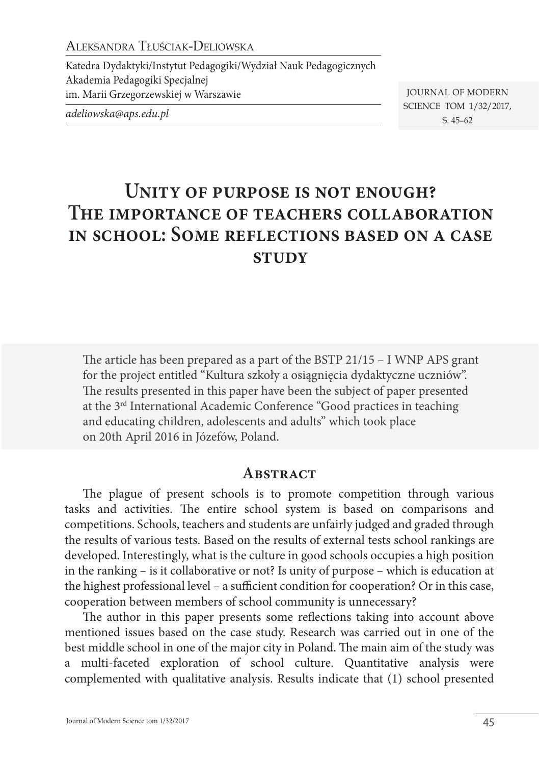Aleksandra Tłuściak-Deliowska

Katedra Dydaktyki/Instytut Pedagogiki/Wydział Nauk Pedagogicznych
Akademia Pedagogiki Specjalnej
im. Marii Grzegorzewskiej w Warszawie

*adeliowska@aps.edu.pl*

# Unity of purpose is not enough? The importance of teachers collaboration in school: Some reflections based on a case study

The article has been prepared as a part of the BSTP 21/15 – I WNP APS grant for the project entitled "Kultura szkoły a osiągnięcia dydaktyczne uczniów". The results presented in this paper have been the subject of paper presented at the 3rd International Academic Conference "Good practices in teaching and educating children, adolescents and adults" which took place on 20th April 2016 in Józefów, Poland.

## Abstract

The plague of present schools is to promote competition through various tasks and activities. The entire school system is based on comparisons and competitions. Schools, teachers and students are unfairly judged and graded through the results of various tests. Based on the results of external tests school rankings are developed. Interestingly, what is the culture in good schools occupies a high position in the ranking – is it collaborative or not? Is unity of purpose – which is education at the highest professional level – a sufficient condition for cooperation? Or in this case, cooperation between members of school community is unnecessary?

The author in this paper presents some reflections taking into account above mentioned issues based on the case study. Research was carried out in one of the best middle school in one of the major city in Poland. The main aim of the study was a multi-faceted exploration of school culture. Quantitative analysis were complemented with qualitative analysis. Results indicate that (1) school presented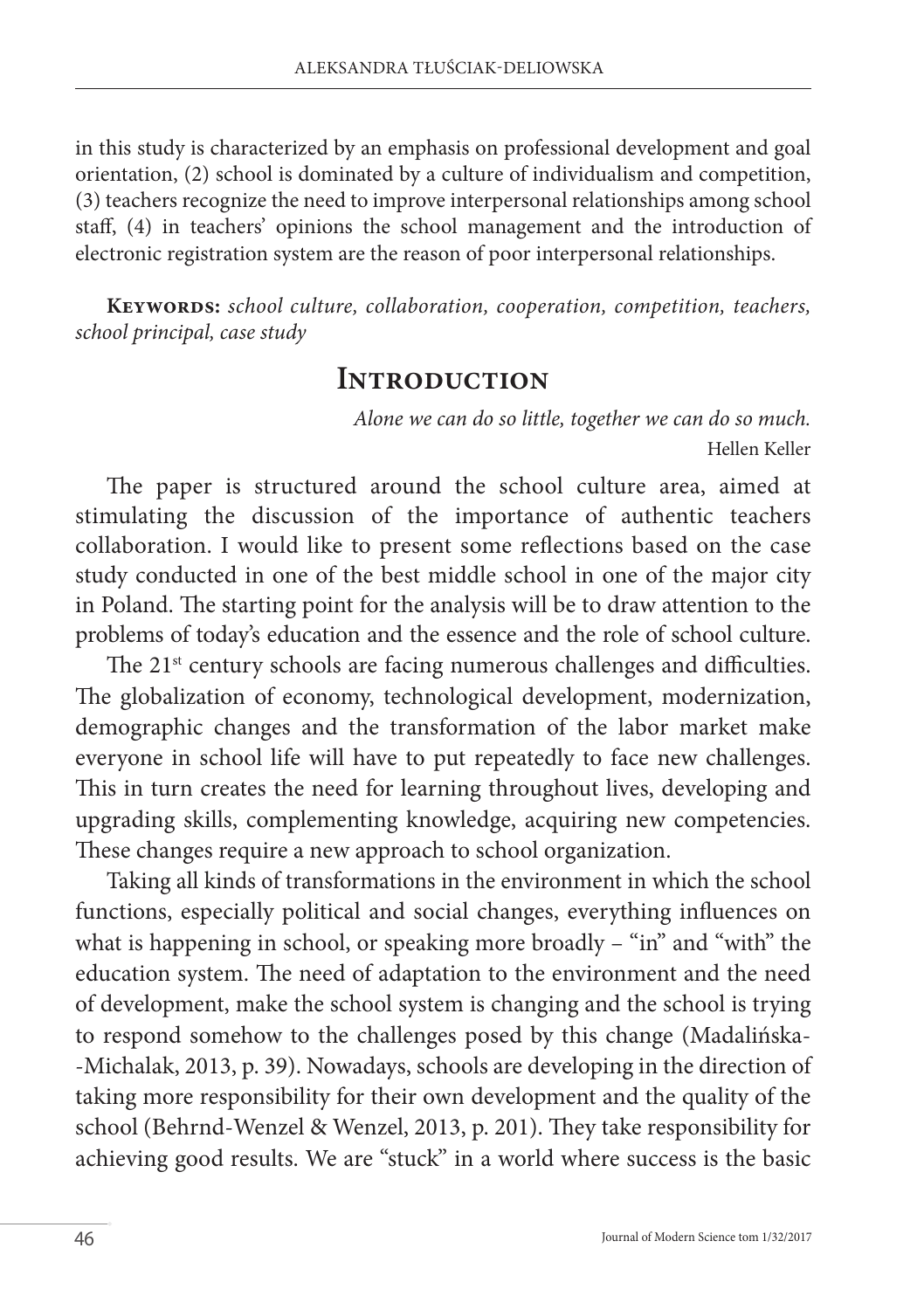in this study is characterized by an emphasis on professional development and goal orientation, (2) school is dominated by a culture of individualism and competition, (3) teachers recognize the need to improve interpersonal relationships among school staff, (4) in teachers' opinions the school management and the introduction of electronic registration system are the reason of poor interpersonal relationships.

**Keywords:** *school culture, collaboration, cooperation, competition, teachers, school principal, case study*

## Introduction

*Alone we can do so little, together we can do so much.*
Hellen Keller

The paper is structured around the school culture area, aimed at stimulating the discussion of the importance of authentic teachers collaboration. I would like to present some reflections based on the case study conducted in one of the best middle school in one of the major city in Poland. The starting point for the analysis will be to draw attention to the problems of today's education and the essence and the role of school culture.

The 21st century schools are facing numerous challenges and difficulties. The globalization of economy, technological development, modernization, demographic changes and the transformation of the labor market make everyone in school life will have to put repeatedly to face new challenges. This in turn creates the need for learning throughout lives, developing and upgrading skills, complementing knowledge, acquiring new competencies. These changes require a new approach to school organization.

Taking all kinds of transformations in the environment in which the school functions, especially political and social changes, everything influences on what is happening in school, or speaking more broadly – "in" and "with" the education system. The need of adaptation to the environment and the need of development, make the school system is changing and the school is trying to respond somehow to the challenges posed by this change (Madalińska-Michalak, 2013, p. 39). Nowadays, schools are developing in the direction of taking more responsibility for their own development and the quality of the school (Behrnd-Wenzel & Wenzel, 2013, p. 201). They take responsibility for achieving good results. We are "stuck" in a world where success is the basic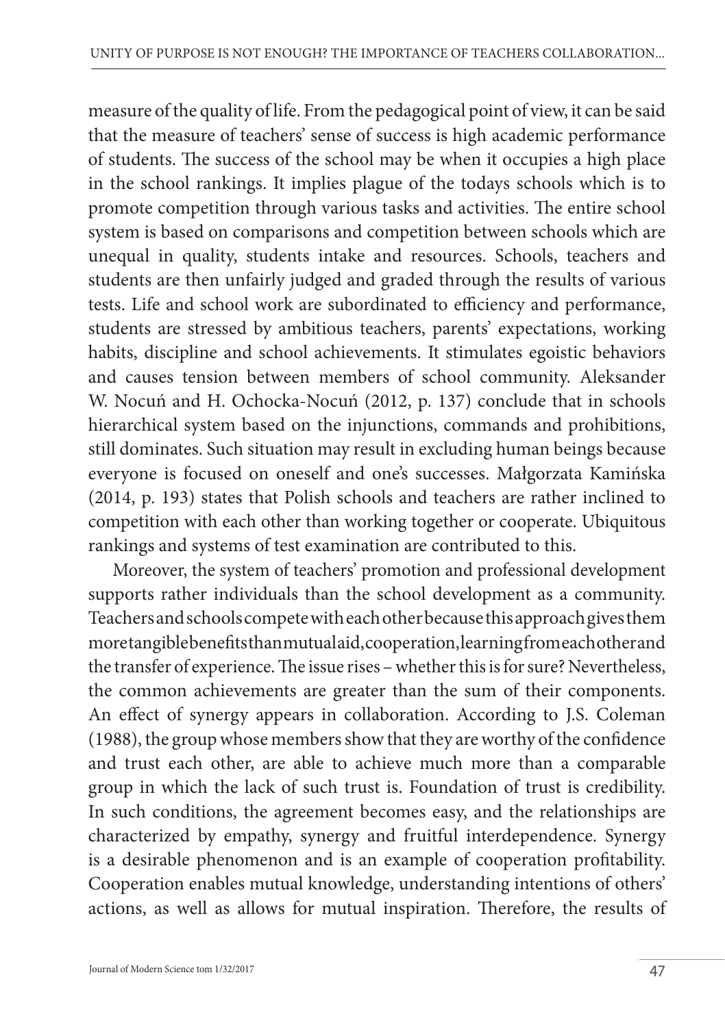measure of the quality of life. From the pedagogical point of view, it can be said that the measure of teachers' sense of success is high academic performance of students. The success of the school may be when it occupies a high place in the school rankings. It implies plague of the todays schools which is to promote competition through various tasks and activities. The entire school system is based on comparisons and competition between schools which are unequal in quality, students intake and resources. Schools, teachers and students are then unfairly judged and graded through the results of various tests. Life and school work are subordinated to efficiency and performance, students are stressed by ambitious teachers, parents' expectations, working habits, discipline and school achievements. It stimulates egoistic behaviors and causes tension between members of school community. Aleksander W. Nocuń and H. Ochocka-Nocuń (2012, p. 137) conclude that in schools hierarchical system based on the injunctions, commands and prohibitions, still dominates. Such situation may result in excluding human beings because everyone is focused on oneself and one's successes. Małgorzata Kamińska (2014, p. 193) states that Polish schools and teachers are rather inclined to competition with each other than working together or cooperate. Ubiquitous rankings and systems of test examination are contributed to this.

Moreover, the system of teachers' promotion and professional development supports rather individuals than the school development as a community. Teachers and schools compete with each other because this approach gives them more tangible benefits than mutual aid, cooperation, learning from each other and the transfer of experience. The issue rises – whether this is for sure? Nevertheless, the common achievements are greater than the sum of their components. An effect of synergy appears in collaboration. According to J.S. Coleman (1988), the group whose members show that they are worthy of the confidence and trust each other, are able to achieve much more than a comparable group in which the lack of such trust is. Foundation of trust is credibility. In such conditions, the agreement becomes easy, and the relationships are characterized by empathy, synergy and fruitful interdependence. Synergy is a desirable phenomenon and is an example of cooperation profitability. Cooperation enables mutual knowledge, understanding intentions of others' actions, as well as allows for mutual inspiration. Therefore, the results of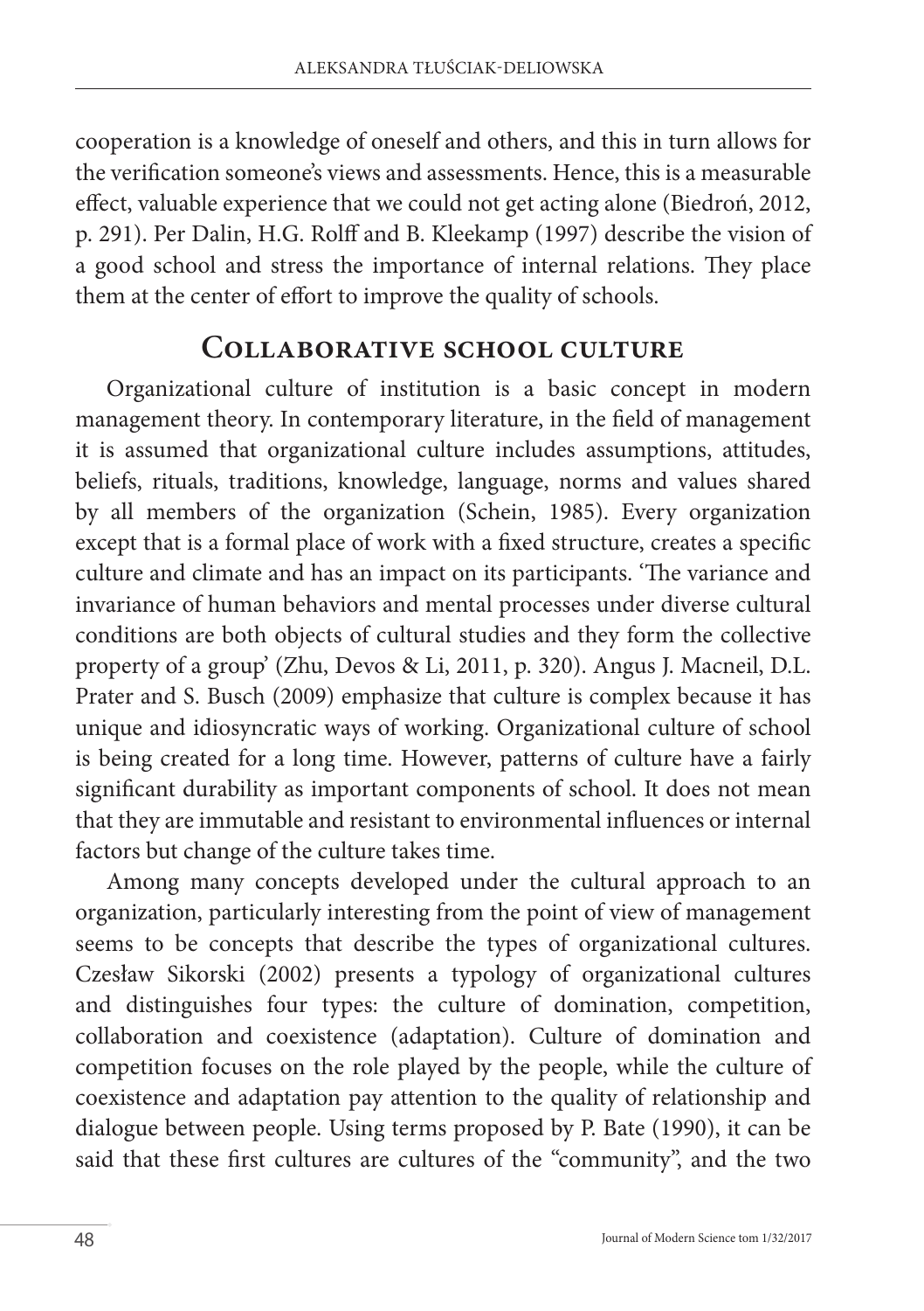cooperation is a knowledge of oneself and others, and this in turn allows for the verification someone's views and assessments. Hence, this is a measurable effect, valuable experience that we could not get acting alone (Biedroń, 2012, p. 291). Per Dalin, H.G. Rolff and B. Kleekamp (1997) describe the vision of a good school and stress the importance of internal relations. They place them at the center of effort to improve the quality of schools.

## Collaborative school culture

Organizational culture of institution is a basic concept in modern management theory. In contemporary literature, in the field of management it is assumed that organizational culture includes assumptions, attitudes, beliefs, rituals, traditions, knowledge, language, norms and values shared by all members of the organization (Schein, 1985). Every organization except that is a formal place of work with a fixed structure, creates a specific culture and climate and has an impact on its participants. 'The variance and invariance of human behaviors and mental processes under diverse cultural conditions are both objects of cultural studies and they form the collective property of a group' (Zhu, Devos & Li, 2011, p. 320). Angus J. Macneil, D.L. Prater and S. Busch (2009) emphasize that culture is complex because it has unique and idiosyncratic ways of working. Organizational culture of school is being created for a long time. However, patterns of culture have a fairly significant durability as important components of school. It does not mean that they are immutable and resistant to environmental influences or internal factors but change of the culture takes time.

Among many concepts developed under the cultural approach to an organization, particularly interesting from the point of view of management seems to be concepts that describe the types of organizational cultures. Czesław Sikorski (2002) presents a typology of organizational cultures and distinguishes four types: the culture of domination, competition, collaboration and coexistence (adaptation). Culture of domination and competition focuses on the role played by the people, while the culture of coexistence and adaptation pay attention to the quality of relationship and dialogue between people. Using terms proposed by P. Bate (1990), it can be said that these first cultures are cultures of the "community", and the two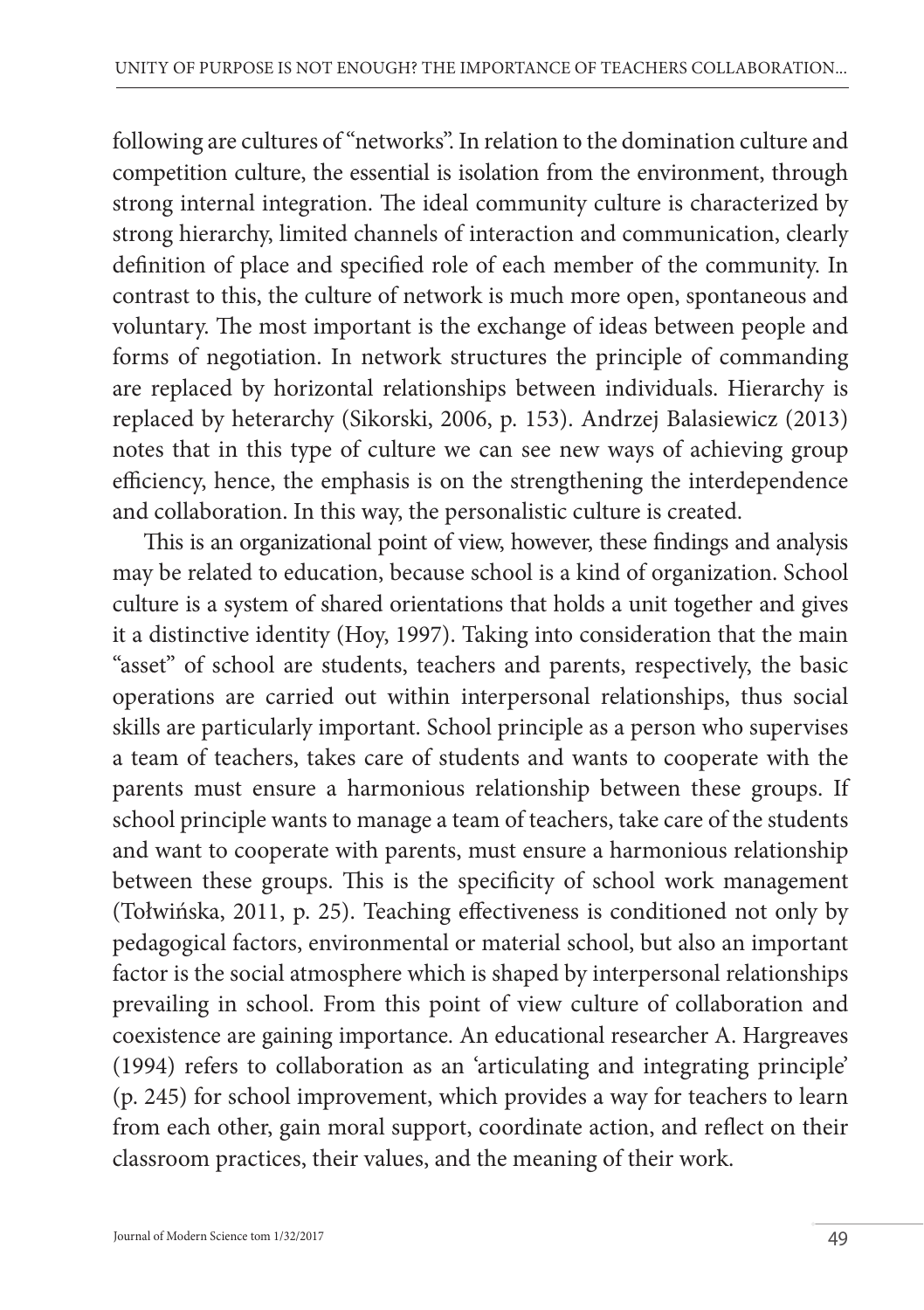following are cultures of "networks". In relation to the domination culture and competition culture, the essential is isolation from the environment, through strong internal integration. The ideal community culture is characterized by strong hierarchy, limited channels of interaction and communication, clearly definition of place and specified role of each member of the community. In contrast to this, the culture of network is much more open, spontaneous and voluntary. The most important is the exchange of ideas between people and forms of negotiation. In network structures the principle of commanding are replaced by horizontal relationships between individuals. Hierarchy is replaced by heterarchy (Sikorski, 2006, p. 153). Andrzej Balasiewicz (2013) notes that in this type of culture we can see new ways of achieving group efficiency, hence, the emphasis is on the strengthening the interdependence and collaboration. In this way, the personalistic culture is created.

This is an organizational point of view, however, these findings and analysis may be related to education, because school is a kind of organization. School culture is a system of shared orientations that holds a unit together and gives it a distinctive identity (Hoy, 1997). Taking into consideration that the main "asset" of school are students, teachers and parents, respectively, the basic operations are carried out within interpersonal relationships, thus social skills are particularly important. School principle as a person who supervises a team of teachers, takes care of students and wants to cooperate with the parents must ensure a harmonious relationship between these groups. If school principle wants to manage a team of teachers, take care of the students and want to cooperate with parents, must ensure a harmonious relationship between these groups. This is the specificity of school work management (Tołwińska, 2011, p. 25). Teaching effectiveness is conditioned not only by pedagogical factors, environmental or material school, but also an important factor is the social atmosphere which is shaped by interpersonal relationships prevailing in school. From this point of view culture of collaboration and coexistence are gaining importance. An educational researcher A. Hargreaves (1994) refers to collaboration as an 'articulating and integrating principle' (p. 245) for school improvement, which provides a way for teachers to learn from each other, gain moral support, coordinate action, and reflect on their classroom practices, their values, and the meaning of their work.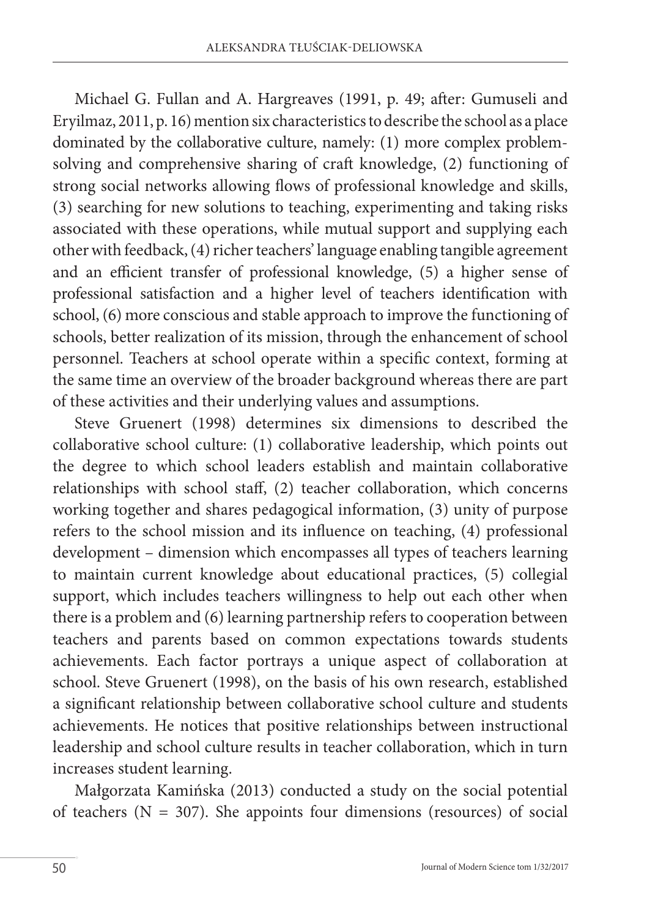Michael G. Fullan and A. Hargreaves (1991, p. 49; after: Gumuseli and Eryilmaz, 2011, p. 16) mention six characteristics to describe the school as a place dominated by the collaborative culture, namely: (1) more complex problem-solving and comprehensive sharing of craft knowledge, (2) functioning of strong social networks allowing flows of professional knowledge and skills, (3) searching for new solutions to teaching, experimenting and taking risks associated with these operations, while mutual support and supplying each other with feedback, (4) richer teachers' language enabling tangible agreement and an efficient transfer of professional knowledge, (5) a higher sense of professional satisfaction and a higher level of teachers identification with school, (6) more conscious and stable approach to improve the functioning of schools, better realization of its mission, through the enhancement of school personnel. Teachers at school operate within a specific context, forming at the same time an overview of the broader background whereas there are part of these activities and their underlying values and assumptions.

Steve Gruenert (1998) determines six dimensions to described the collaborative school culture: (1) collaborative leadership, which points out the degree to which school leaders establish and maintain collaborative relationships with school staff, (2) teacher collaboration, which concerns working together and shares pedagogical information, (3) unity of purpose refers to the school mission and its influence on teaching, (4) professional development – dimension which encompasses all types of teachers learning to maintain current knowledge about educational practices, (5) collegial support, which includes teachers willingness to help out each other when there is a problem and (6) learning partnership refers to cooperation between teachers and parents based on common expectations towards students achievements. Each factor portrays a unique aspect of collaboration at school. Steve Gruenert (1998), on the basis of his own research, established a significant relationship between collaborative school culture and students achievements. He notices that positive relationships between instructional leadership and school culture results in teacher collaboration, which in turn increases student learning.

Małgorzata Kamińska (2013) conducted a study on the social potential of teachers (N = 307). She appoints four dimensions (resources) of social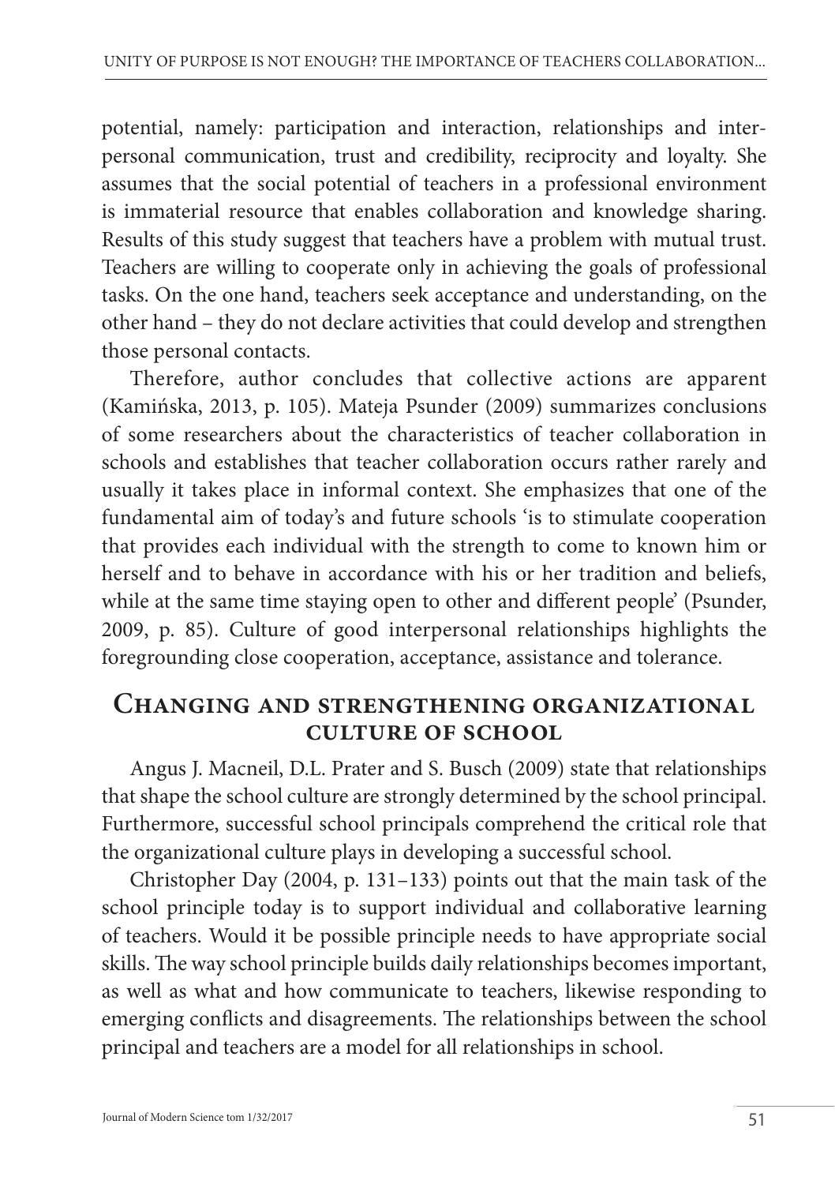potential, namely: participation and interaction, relationships and interpersonal communication, trust and credibility, reciprocity and loyalty. She assumes that the social potential of teachers in a professional environment is immaterial resource that enables collaboration and knowledge sharing. Results of this study suggest that teachers have a problem with mutual trust. Teachers are willing to cooperate only in achieving the goals of professional tasks. On the one hand, teachers seek acceptance and understanding, on the other hand – they do not declare activities that could develop and strengthen those personal contacts.

Therefore, author concludes that collective actions are apparent (Kamińska, 2013, p. 105). Mateja Psunder (2009) summarizes conclusions of some researchers about the characteristics of teacher collaboration in schools and establishes that teacher collaboration occurs rather rarely and usually it takes place in informal context. She emphasizes that one of the fundamental aim of today's and future schools 'is to stimulate cooperation that provides each individual with the strength to come to known him or herself and to behave in accordance with his or her tradition and beliefs, while at the same time staying open to other and different people' (Psunder, 2009, p. 85). Culture of good interpersonal relationships highlights the foregrounding close cooperation, acceptance, assistance and tolerance.

## Changing and strengthening organizational culture of school

Angus J. Macneil, D.L. Prater and S. Busch (2009) state that relationships that shape the school culture are strongly determined by the school principal. Furthermore, successful school principals comprehend the critical role that the organizational culture plays in developing a successful school.

Christopher Day (2004, p. 131–133) points out that the main task of the school principle today is to support individual and collaborative learning of teachers. Would it be possible principle needs to have appropriate social skills. The way school principle builds daily relationships becomes important, as well as what and how communicate to teachers, likewise responding to emerging conflicts and disagreements. The relationships between the school principal and teachers are a model for all relationships in school.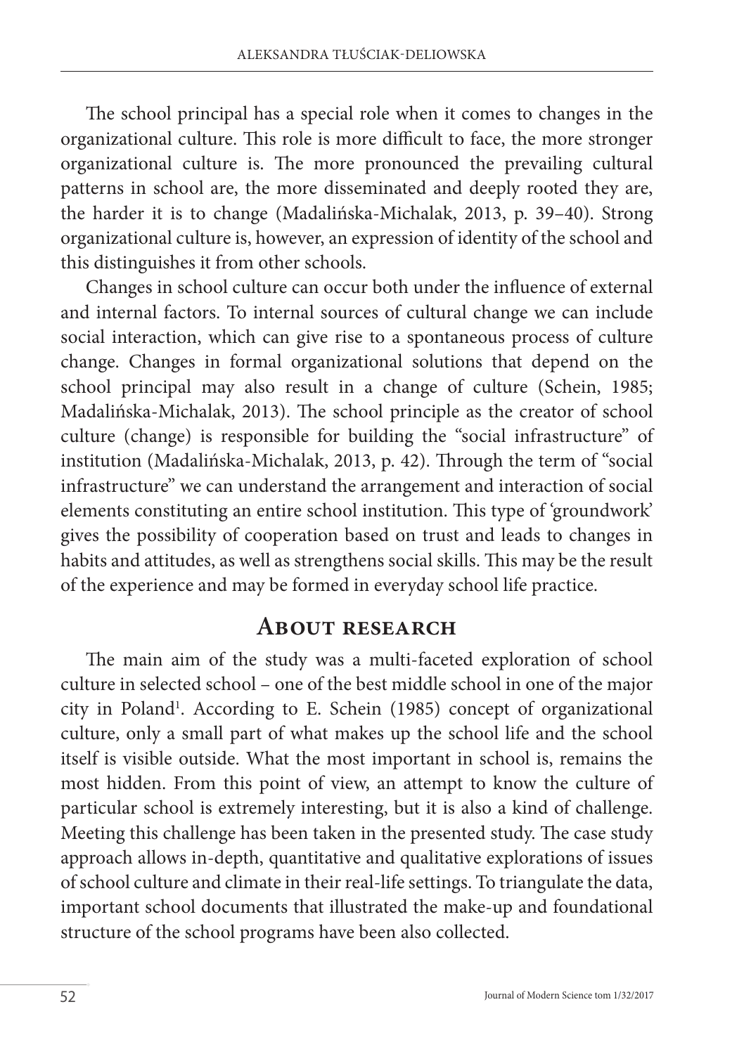The school principal has a special role when it comes to changes in the organizational culture. This role is more difficult to face, the more stronger organizational culture is. The more pronounced the prevailing cultural patterns in school are, the more disseminated and deeply rooted they are, the harder it is to change (Madalińska-Michalak, 2013, p. 39–40). Strong organizational culture is, however, an expression of identity of the school and this distinguishes it from other schools.

Changes in school culture can occur both under the influence of external and internal factors. To internal sources of cultural change we can include social interaction, which can give rise to a spontaneous process of culture change. Changes in formal organizational solutions that depend on the school principal may also result in a change of culture (Schein, 1985; Madalińska-Michalak, 2013). The school principle as the creator of school culture (change) is responsible for building the "social infrastructure" of institution (Madalińska-Michalak, 2013, p. 42). Through the term of "social infrastructure" we can understand the arrangement and interaction of social elements constituting an entire school institution. This type of 'groundwork' gives the possibility of cooperation based on trust and leads to changes in habits and attitudes, as well as strengthens social skills. This may be the result of the experience and may be formed in everyday school life practice.

## About research

The main aim of the study was a multi-faceted exploration of school culture in selected school – one of the best middle school in one of the major city in Poland[1]. According to E. Schein (1985) concept of organizational culture, only a small part of what makes up the school life and the school itself is visible outside. What the most important in school is, remains the most hidden. From this point of view, an attempt to know the culture of particular school is extremely interesting, but it is also a kind of challenge. Meeting this challenge has been taken in the presented study. The case study approach allows in-depth, quantitative and qualitative explorations of issues of school culture and climate in their real-life settings. To triangulate the data, important school documents that illustrated the make-up and foundational structure of the school programs have been also collected.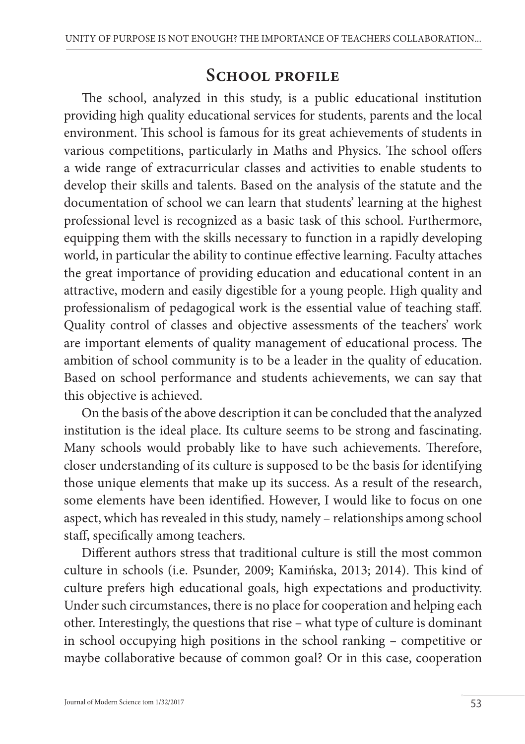## School profile

The school, analyzed in this study, is a public educational institution providing high quality educational services for students, parents and the local environment. This school is famous for its great achievements of students in various competitions, particularly in Maths and Physics. The school offers a wide range of extracurricular classes and activities to enable students to develop their skills and talents. Based on the analysis of the statute and the documentation of school we can learn that students' learning at the highest professional level is recognized as a basic task of this school. Furthermore, equipping them with the skills necessary to function in a rapidly developing world, in particular the ability to continue effective learning. Faculty attaches the great importance of providing education and educational content in an attractive, modern and easily digestible for a young people. High quality and professionalism of pedagogical work is the essential value of teaching staff. Quality control of classes and objective assessments of the teachers' work are important elements of quality management of educational process. The ambition of school community is to be a leader in the quality of education. Based on school performance and students achievements, we can say that this objective is achieved.

On the basis of the above description it can be concluded that the analyzed institution is the ideal place. Its culture seems to be strong and fascinating. Many schools would probably like to have such achievements. Therefore, closer understanding of its culture is supposed to be the basis for identifying those unique elements that make up its success. As a result of the research, some elements have been identified. However, I would like to focus on one aspect, which has revealed in this study, namely – relationships among school staff, specifically among teachers.

Different authors stress that traditional culture is still the most common culture in schools (i.e. Psunder, 2009; Kamińska, 2013; 2014). This kind of culture prefers high educational goals, high expectations and productivity. Under such circumstances, there is no place for cooperation and helping each other. Interestingly, the questions that rise – what type of culture is dominant in school occupying high positions in the school ranking – competitive or maybe collaborative because of common goal? Or in this case, cooperation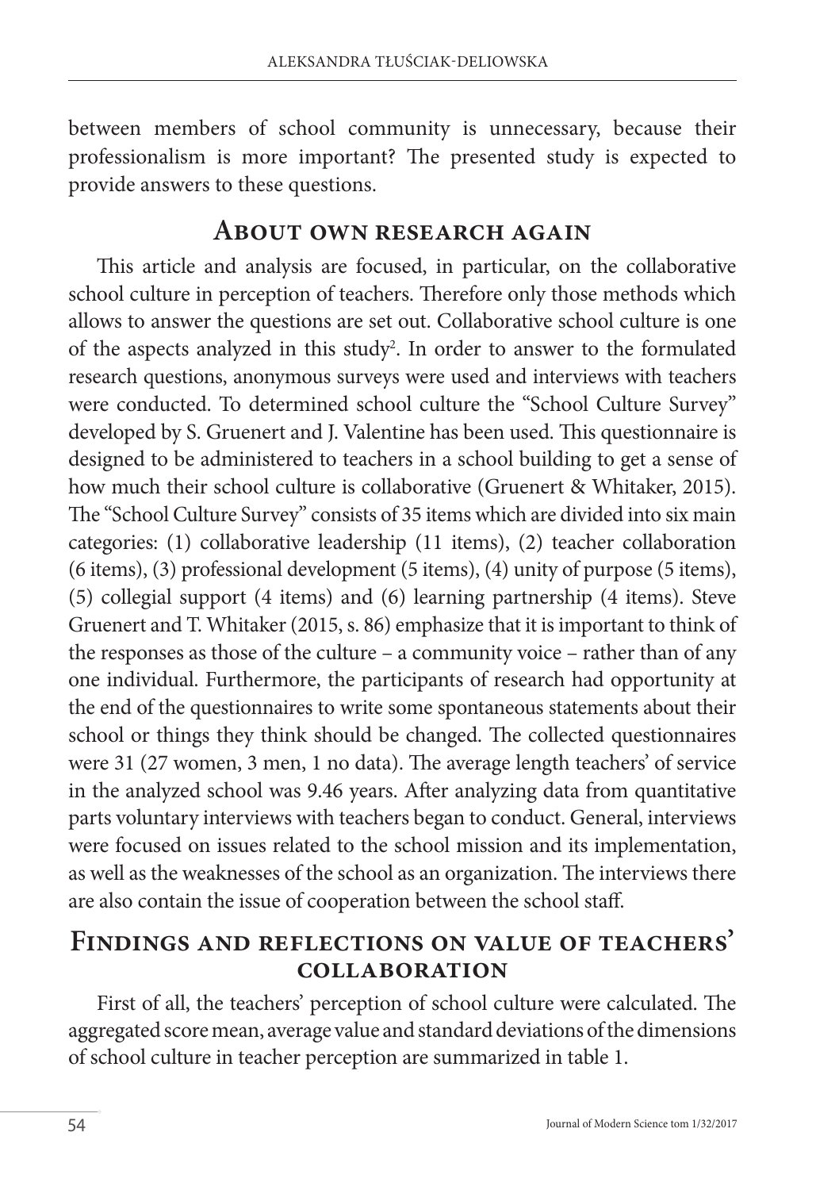between members of school community is unnecessary, because their professionalism is more important? The presented study is expected to provide answers to these questions.

## About own research again

This article and analysis are focused, in particular, on the collaborative school culture in perception of teachers. Therefore only those methods which allows to answer the questions are set out. Collaborative school culture is one of the aspects analyzed in this study[2]. In order to answer to the formulated research questions, anonymous surveys were used and interviews with teachers were conducted. To determined school culture the "School Culture Survey" developed by S. Gruenert and J. Valentine has been used. This questionnaire is designed to be administered to teachers in a school building to get a sense of how much their school culture is collaborative (Gruenert & Whitaker, 2015). The "School Culture Survey" consists of 35 items which are divided into six main categories: (1) collaborative leadership (11 items), (2) teacher collaboration (6 items), (3) professional development (5 items), (4) unity of purpose (5 items), (5) collegial support (4 items) and (6) learning partnership (4 items). Steve Gruenert and T. Whitaker (2015, s. 86) emphasize that it is important to think of the responses as those of the culture – a community voice – rather than of any one individual. Furthermore, the participants of research had opportunity at the end of the questionnaires to write some spontaneous statements about their school or things they think should be changed. The collected questionnaires were 31 (27 women, 3 men, 1 no data). The average length teachers' of service in the analyzed school was 9.46 years. After analyzing data from quantitative parts voluntary interviews with teachers began to conduct. General, interviews were focused on issues related to the school mission and its implementation, as well as the weaknesses of the school as an organization. The interviews there are also contain the issue of cooperation between the school staff.

## Findings and reflections on value of teachers' collaboration

First of all, the teachers' perception of school culture were calculated. The aggregated score mean, average value and standard deviations of the dimensions of school culture in teacher perception are summarized in table 1.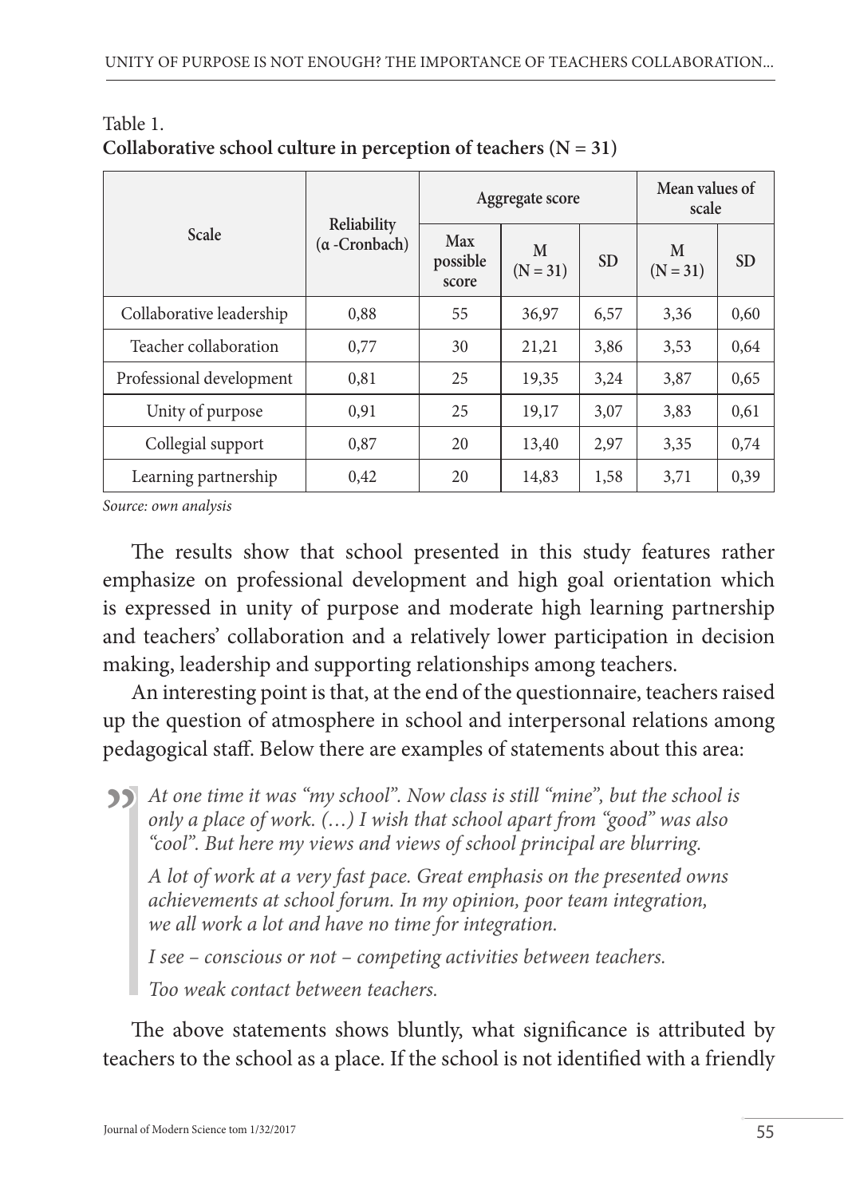Table 1.
**Collaborative school culture in perception of teachers (N = 31)**

| Scale | Reliability (α -Cronbach) | Aggregate score | | | Mean values of scale | |
|---|---|---|---|---|---|---|
| | | Max possible score | M (N = 31) | SD | M (N = 31) | SD |
| Collaborative leadership | 0,88 | 55 | 36,97 | 6,57 | 3,36 | 0,60 |
| Teacher collaboration | 0,77 | 30 | 21,21 | 3,86 | 3,53 | 0,64 |
| Professional development | 0,81 | 25 | 19,35 | 3,24 | 3,87 | 0,65 |
| Unity of purpose | 0,91 | 25 | 19,17 | 3,07 | 3,83 | 0,61 |
| Collegial support | 0,87 | 20 | 13,40 | 2,97 | 3,35 | 0,74 |
| Learning partnership | 0,42 | 20 | 14,83 | 1,58 | 3,71 | 0,39 |

*Source: own analysis*

The results show that school presented in this study features rather emphasize on professional development and high goal orientation which is expressed in unity of purpose and moderate high learning partnership and teachers' collaboration and a relatively lower participation in decision making, leadership and supporting relationships among teachers.

An interesting point is that, at the end of the questionnaire, teachers raised up the question of atmosphere in school and interpersonal relations among pedagogical staff. Below there are examples of statements about this area:

> *At one time it was "my school". Now class is still "mine", but the school is only a place of work. (…) I wish that school apart from "good" was also "cool". But here my views and views of school principal are blurring.*
>
> *A lot of work at a very fast pace. Great emphasis on the presented owns achievements at school forum. In my opinion, poor team integration, we all work a lot and have no time for integration.*
>
> *I see – conscious or not – competing activities between teachers.*
>
> *Too weak contact between teachers.*

The above statements shows bluntly, what significance is attributed by teachers to the school as a place. If the school is not identified with a friendly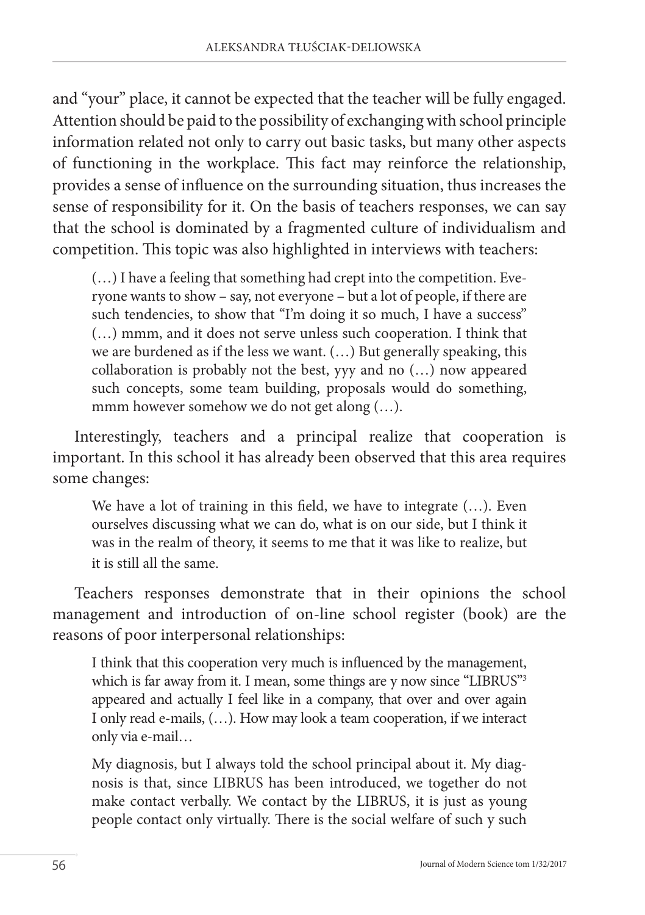and "your" place, it cannot be expected that the teacher will be fully engaged. Attention should be paid to the possibility of exchanging with school principle information related not only to carry out basic tasks, but many other aspects of functioning in the workplace. This fact may reinforce the relationship, provides a sense of influence on the surrounding situation, thus increases the sense of responsibility for it. On the basis of teachers responses, we can say that the school is dominated by a fragmented culture of individualism and competition. This topic was also highlighted in interviews with teachers:

> (…) I have a feeling that something had crept into the competition. Everyone wants to show – say, not everyone – but a lot of people, if there are such tendencies, to show that "I'm doing it so much, I have a success" (…) mmm, and it does not serve unless such cooperation. I think that we are burdened as if the less we want. (…) But generally speaking, this collaboration is probably not the best, yyy and no (…) now appeared such concepts, some team building, proposals would do something, mmm however somehow we do not get along (…).

Interestingly, teachers and a principal realize that cooperation is important. In this school it has already been observed that this area requires some changes:

> We have a lot of training in this field, we have to integrate (…). Even ourselves discussing what we can do, what is on our side, but I think it was in the realm of theory, it seems to me that it was like to realize, but it is still all the same.

Teachers responses demonstrate that in their opinions the school management and introduction of on-line school register (book) are the reasons of poor interpersonal relationships:

> I think that this cooperation very much is influenced by the management, which is far away from it. I mean, some things are y now since "LIBRUS"[3] appeared and actually I feel like in a company, that over and over again I only read e-mails, (…). How may look a team cooperation, if we interact only via e-mail…

> My diagnosis, but I always told the school principal about it. My diagnosis is that, since LIBRUS has been introduced, we together do not make contact verbally. We contact by the LIBRUS, it is just as young people contact only virtually. There is the social welfare of such y such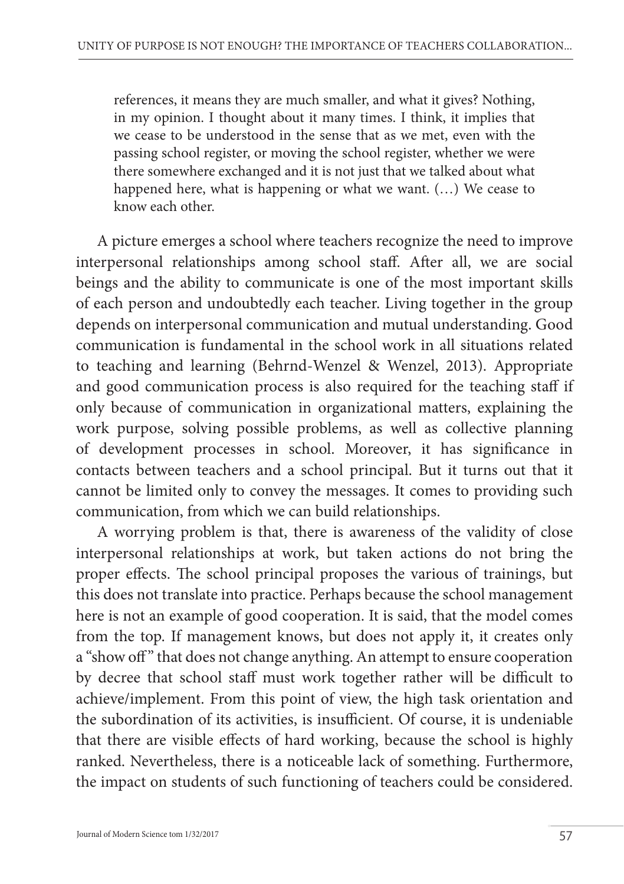> references, it means they are much smaller, and what it gives? Nothing, in my opinion. I thought about it many times. I think, it implies that we cease to be understood in the sense that as we met, even with the passing school register, or moving the school register, whether we were there somewhere exchanged and it is not just that we talked about what happened here, what is happening or what we want. (…) We cease to know each other.

A picture emerges a school where teachers recognize the need to improve interpersonal relationships among school staff. After all, we are social beings and the ability to communicate is one of the most important skills of each person and undoubtedly each teacher. Living together in the group depends on interpersonal communication and mutual understanding. Good communication is fundamental in the school work in all situations related to teaching and learning (Behrnd-Wenzel & Wenzel, 2013). Appropriate and good communication process is also required for the teaching staff if only because of communication in organizational matters, explaining the work purpose, solving possible problems, as well as collective planning of development processes in school. Moreover, it has significance in contacts between teachers and a school principal. But it turns out that it cannot be limited only to convey the messages. It comes to providing such communication, from which we can build relationships.

A worrying problem is that, there is awareness of the validity of close interpersonal relationships at work, but taken actions do not bring the proper effects. The school principal proposes the various of trainings, but this does not translate into practice. Perhaps because the school management here is not an example of good cooperation. It is said, that the model comes from the top. If management knows, but does not apply it, it creates only a "show off" that does not change anything. An attempt to ensure cooperation by decree that school staff must work together rather will be difficult to achieve/implement. From this point of view, the high task orientation and the subordination of its activities, is insufficient. Of course, it is undeniable that there are visible effects of hard working, because the school is highly ranked. Nevertheless, there is a noticeable lack of something. Furthermore, the impact on students of such functioning of teachers could be considered.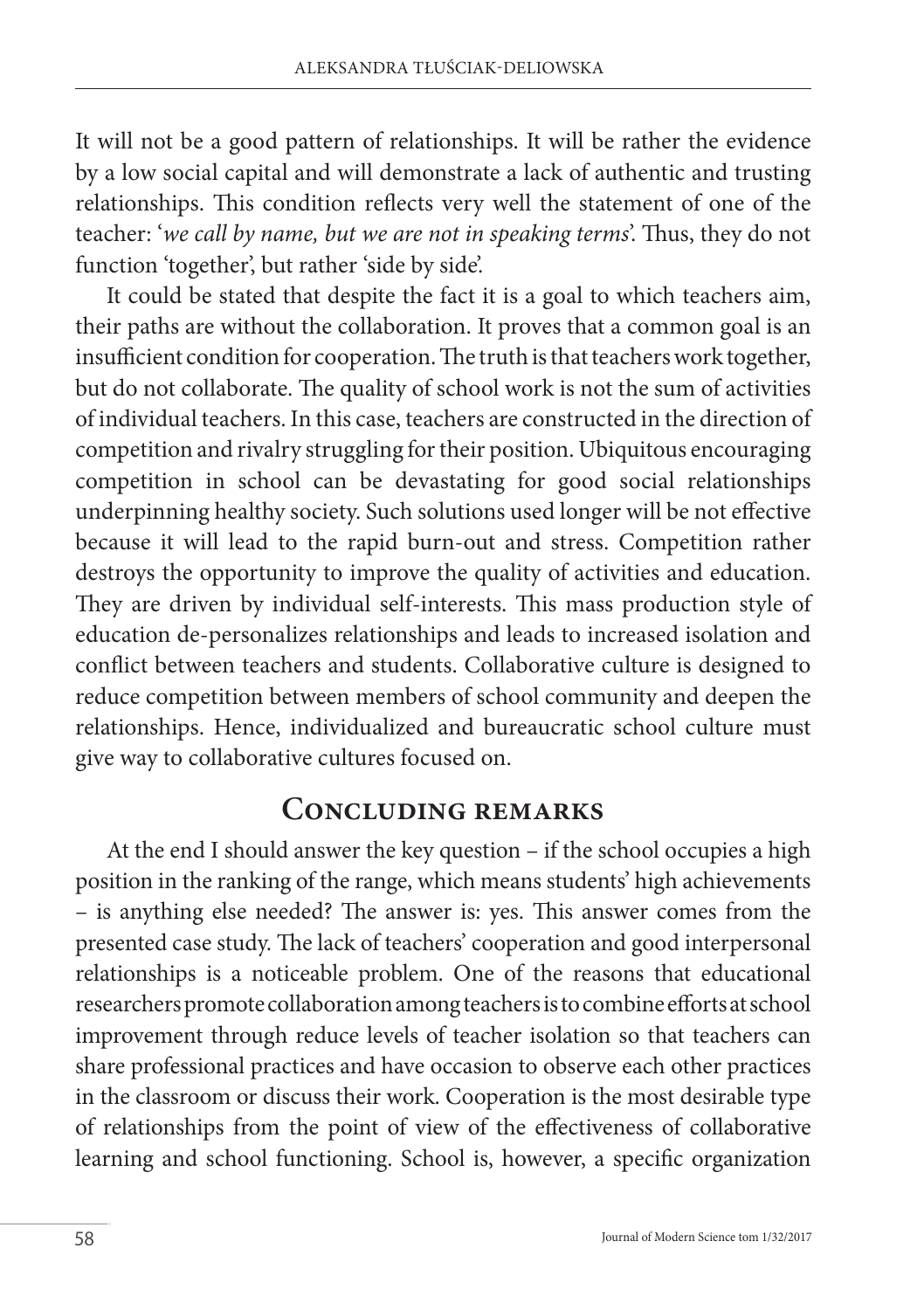It will not be a good pattern of relationships. It will be rather the evidence by a low social capital and will demonstrate a lack of authentic and trusting relationships. This condition reflects very well the statement of one of the teacher: '*we call by name, but we are not in speaking terms*'. Thus, they do not function 'together', but rather 'side by side'.

It could be stated that despite the fact it is a goal to which teachers aim, their paths are without the collaboration. It proves that a common goal is an insufficient condition for cooperation. The truth is that teachers work together, but do not collaborate. The quality of school work is not the sum of activities of individual teachers. In this case, teachers are constructed in the direction of competition and rivalry struggling for their position. Ubiquitous encouraging competition in school can be devastating for good social relationships underpinning healthy society. Such solutions used longer will be not effective because it will lead to the rapid burn-out and stress. Competition rather destroys the opportunity to improve the quality of activities and education. They are driven by individual self-interests. This mass production style of education de-personalizes relationships and leads to increased isolation and conflict between teachers and students. Collaborative culture is designed to reduce competition between members of school community and deepen the relationships. Hence, individualized and bureaucratic school culture must give way to collaborative cultures focused on.

## Concluding remarks

At the end I should answer the key question – if the school occupies a high position in the ranking of the range, which means students' high achievements – is anything else needed? The answer is: yes. This answer comes from the presented case study. The lack of teachers' cooperation and good interpersonal relationships is a noticeable problem. One of the reasons that educational researchers promote collaboration among teachers is to combine efforts at school improvement through reduce levels of teacher isolation so that teachers can share professional practices and have occasion to observe each other practices in the classroom or discuss their work. Cooperation is the most desirable type of relationships from the point of view of the effectiveness of collaborative learning and school functioning. School is, however, a specific organization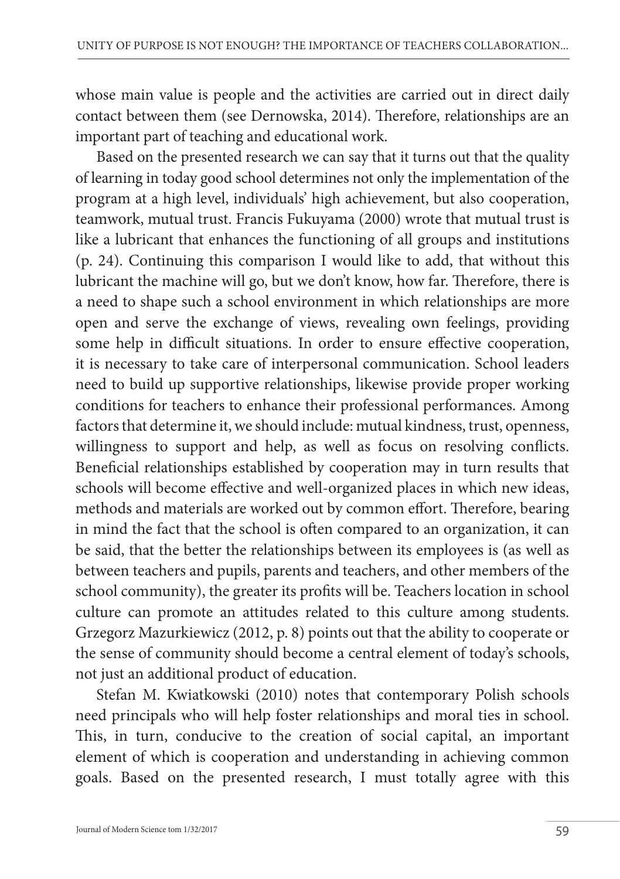whose main value is people and the activities are carried out in direct daily contact between them (see Dernowska, 2014). Therefore, relationships are an important part of teaching and educational work.

Based on the presented research we can say that it turns out that the quality of learning in today good school determines not only the implementation of the program at a high level, individuals' high achievement, but also cooperation, teamwork, mutual trust. Francis Fukuyama (2000) wrote that mutual trust is like a lubricant that enhances the functioning of all groups and institutions (p. 24). Continuing this comparison I would like to add, that without this lubricant the machine will go, but we don't know, how far. Therefore, there is a need to shape such a school environment in which relationships are more open and serve the exchange of views, revealing own feelings, providing some help in difficult situations. In order to ensure effective cooperation, it is necessary to take care of interpersonal communication. School leaders need to build up supportive relationships, likewise provide proper working conditions for teachers to enhance their professional performances. Among factors that determine it, we should include: mutual kindness, trust, openness, willingness to support and help, as well as focus on resolving conflicts. Beneficial relationships established by cooperation may in turn results that schools will become effective and well-organized places in which new ideas, methods and materials are worked out by common effort. Therefore, bearing in mind the fact that the school is often compared to an organization, it can be said, that the better the relationships between its employees is (as well as between teachers and pupils, parents and teachers, and other members of the school community), the greater its profits will be. Teachers location in school culture can promote an attitudes related to this culture among students. Grzegorz Mazurkiewicz (2012, p. 8) points out that the ability to cooperate or the sense of community should become a central element of today's schools, not just an additional product of education.

Stefan M. Kwiatkowski (2010) notes that contemporary Polish schools need principals who will help foster relationships and moral ties in school. This, in turn, conducive to the creation of social capital, an important element of which is cooperation and understanding in achieving common goals. Based on the presented research, I must totally agree with this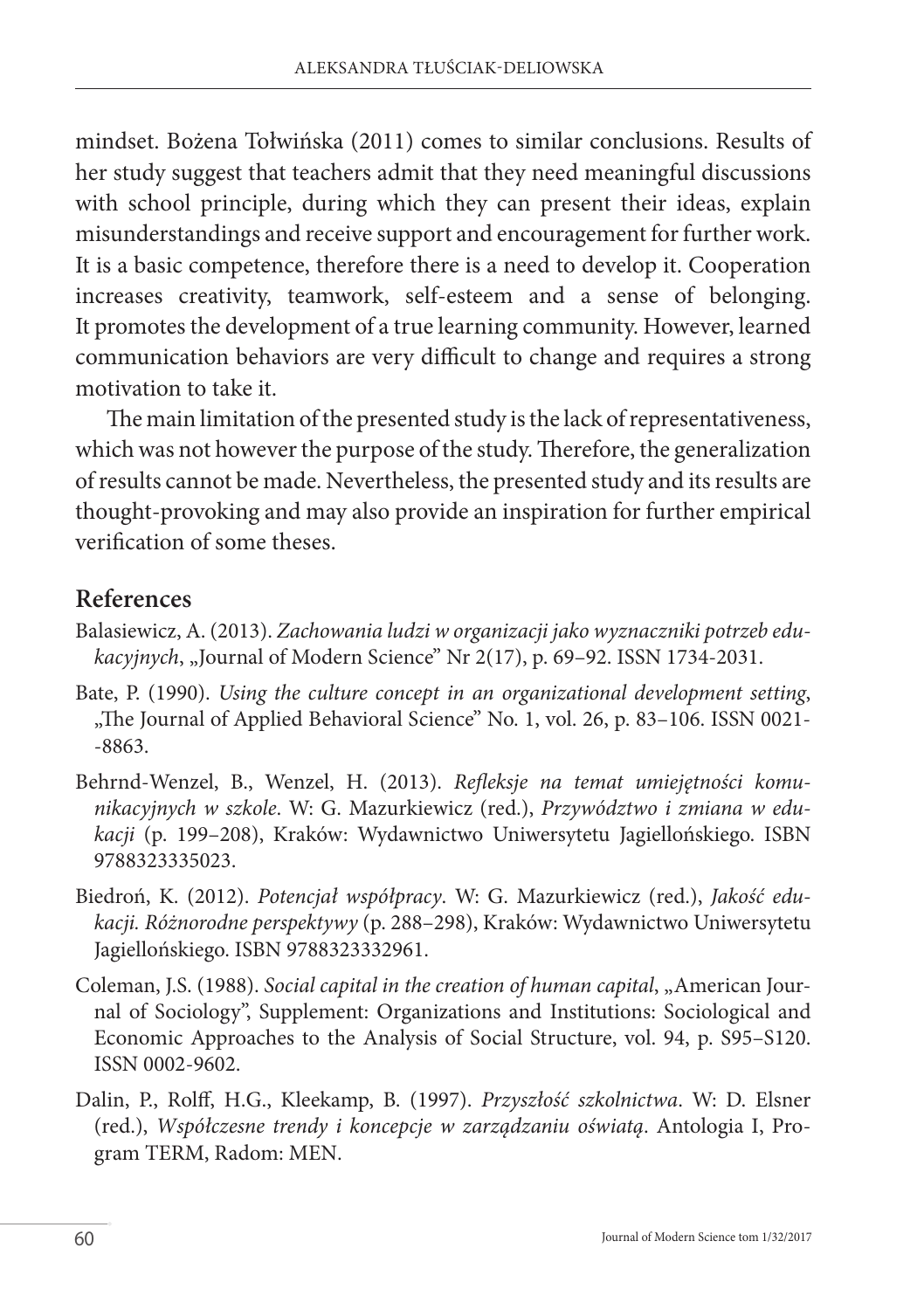mindset. Bożena Tołwińska (2011) comes to similar conclusions. Results of her study suggest that teachers admit that they need meaningful discussions with school principle, during which they can present their ideas, explain misunderstandings and receive support and encouragement for further work. It is a basic competence, therefore there is a need to develop it. Cooperation increases creativity, teamwork, self-esteem and a sense of belonging. It promotes the development of a true learning community. However, learned communication behaviors are very difficult to change and requires a strong motivation to take it.

The main limitation of the presented study is the lack of representativeness, which was not however the purpose of the study. Therefore, the generalization of results cannot be made. Nevertheless, the presented study and its results are thought-provoking and may also provide an inspiration for further empirical verification of some theses.

## References

Balasiewicz, A. (2013). *Zachowania ludzi w organizacji jako wyznaczniki potrzeb edukacyjnych*, „Journal of Modern Science" Nr 2(17), p. 69–92. ISSN 1734-2031.

Bate, P. (1990). *Using the culture concept in an organizational development setting*, „The Journal of Applied Behavioral Science" No. 1, vol. 26, p. 83–106. ISSN 0021--8863.

Behrnd-Wenzel, B., Wenzel, H. (2013). *Refleksje na temat umiejętności komunikacyjnych w szkole*. W: G. Mazurkiewicz (red.), *Przywództwo i zmiana w edukacji* (p. 199–208), Kraków: Wydawnictwo Uniwersytetu Jagiellońskiego. ISBN 9788323335023.

Biedroń, K. (2012). *Potencjał współpracy*. W: G. Mazurkiewicz (red.), *Jakość edukacji. Różnorodne perspektywy* (p. 288–298), Kraków: Wydawnictwo Uniwersytetu Jagiellońskiego. ISBN 9788323332961.

Coleman, J.S. (1988). *Social capital in the creation of human capital*, „American Journal of Sociology", Supplement: Organizations and Institutions: Sociological and Economic Approaches to the Analysis of Social Structure, vol. 94, p. S95–S120. ISSN 0002-9602.

Dalin, P., Rolff, H.G., Kleekamp, B. (1997). *Przyszłość szkolnictwa*. W: D. Elsner (red.), *Współczesne trendy i koncepcje w zarządzaniu oświatą*. Antologia I, Program TERM, Radom: MEN.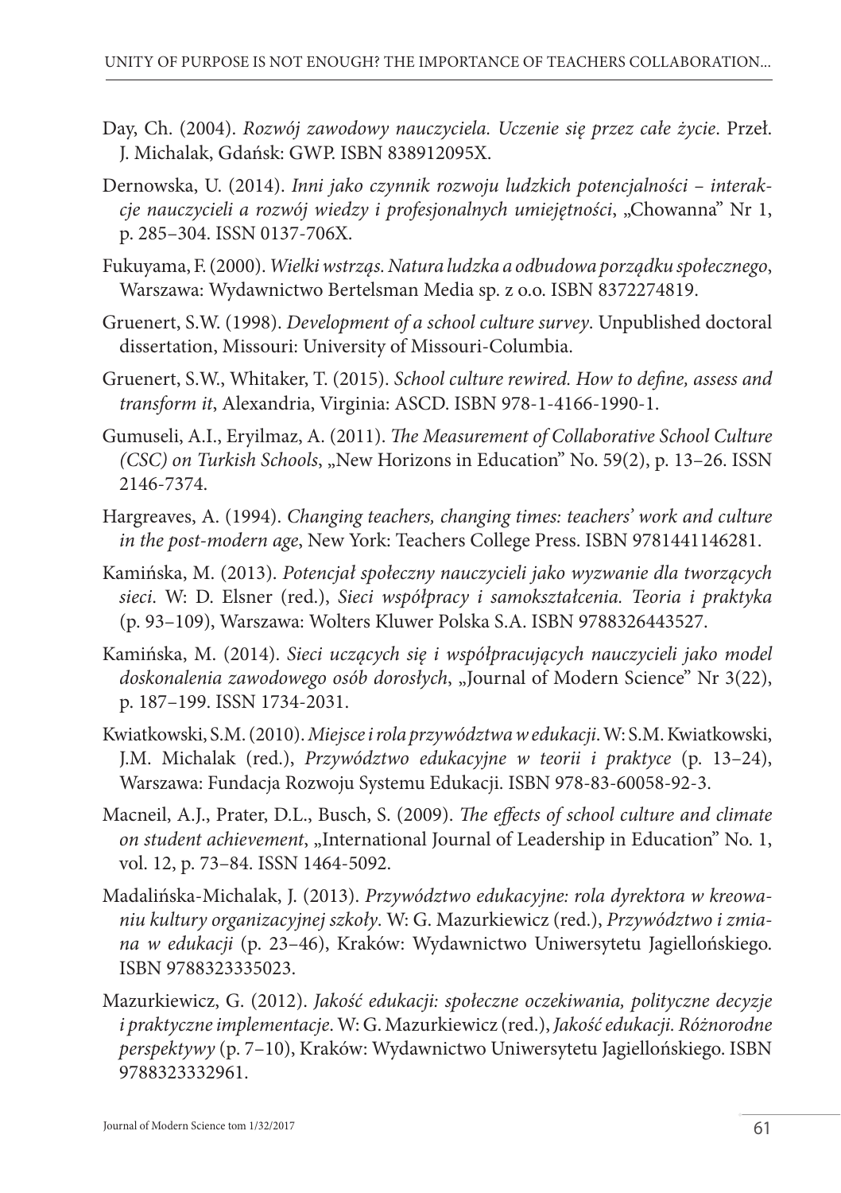Day, Ch. (2004). *Rozwój zawodowy nauczyciela. Uczenie się przez całe życie*. Przeł. J. Michalak, Gdańsk: GWP. ISBN 838912095X.

Dernowska, U. (2014). *Inni jako czynnik rozwoju ludzkich potencjalności – interakcje nauczycieli a rozwój wiedzy i profesjonalnych umiejętności*, „Chowanna" Nr 1, p. 285–304. ISSN 0137-706X.

Fukuyama, F. (2000). *Wielki wstrząs. Natura ludzka a odbudowa porządku społecznego*, Warszawa: Wydawnictwo Bertelsman Media sp. z o.o. ISBN 8372274819.

Gruenert, S.W. (1998). *Development of a school culture survey*. Unpublished doctoral dissertation, Missouri: University of Missouri-Columbia.

Gruenert, S.W., Whitaker, T. (2015). *School culture rewired. How to define, assess and transform it*, Alexandria, Virginia: ASCD. ISBN 978-1-4166-1990-1.

Gumuseli, A.I., Eryilmaz, A. (2011). *The Measurement of Collaborative School Culture (CSC) on Turkish Schools*, „New Horizons in Education" No. 59(2), p. 13–26. ISSN 2146-7374.

Hargreaves, A. (1994). *Changing teachers, changing times: teachers' work and culture in the post-modern age*, New York: Teachers College Press. ISBN 9781441146281.

Kamińska, M. (2013). *Potencjał społeczny nauczycieli jako wyzwanie dla tworzących sieci*. W: D. Elsner (red.), *Sieci współpracy i samokształcenia. Teoria i praktyka* (p. 93–109), Warszawa: Wolters Kluwer Polska S.A. ISBN 9788326443527.

Kamińska, M. (2014). *Sieci uczących się i współpracujących nauczycieli jako model doskonalenia zawodowego osób dorosłych*, „Journal of Modern Science" Nr 3(22), p. 187–199. ISSN 1734-2031.

Kwiatkowski, S.M. (2010). *Miejsce i rola przywództwa w edukacji*. W: S.M. Kwiatkowski, J.M. Michalak (red.), *Przywództwo edukacyjne w teorii i praktyce* (p. 13–24), Warszawa: Fundacja Rozwoju Systemu Edukacji. ISBN 978-83-60058-92-3.

Macneil, A.J., Prater, D.L., Busch, S. (2009). *The effects of school culture and climate on student achievement*, „International Journal of Leadership in Education" No. 1, vol. 12, p. 73–84. ISSN 1464-5092.

Madalińska-Michalak, J. (2013). *Przywództwo edukacyjne: rola dyrektora w kreowaniu kultury organizacyjnej szkoły*. W: G. Mazurkiewicz (red.), *Przywództwo i zmiana w edukacji* (p. 23–46), Kraków: Wydawnictwo Uniwersytetu Jagiellońskiego. ISBN 9788323335023.

Mazurkiewicz, G. (2012). *Jakość edukacji: społeczne oczekiwania, polityczne decyzje i praktyczne implementacje*. W: G. Mazurkiewicz (red.), *Jakość edukacji. Różnorodne perspektywy* (p. 7–10), Kraków: Wydawnictwo Uniwersytetu Jagiellońskiego. ISBN 9788323332961.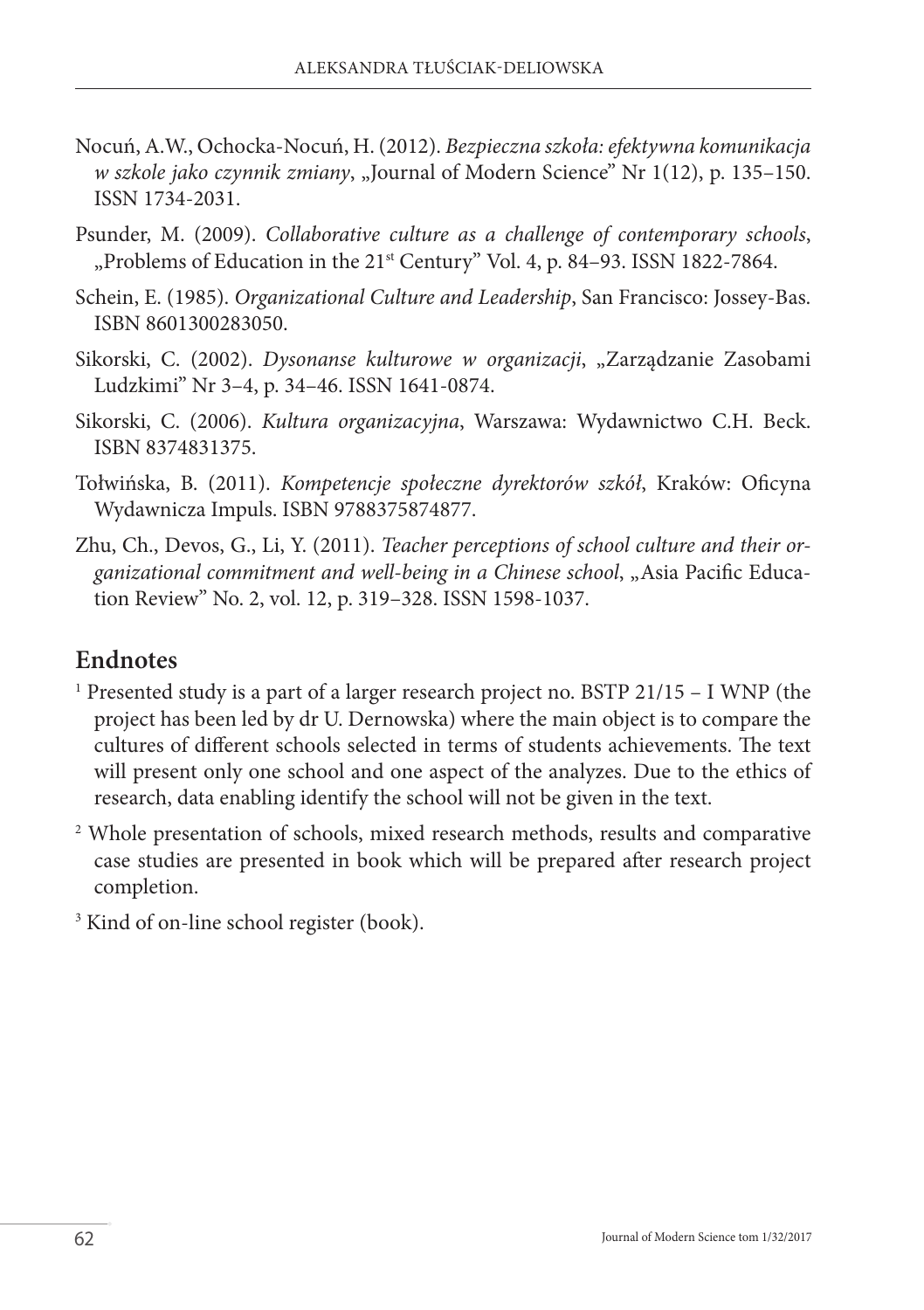Nocuń, A.W., Ochocka-Nocuń, H. (2012). *Bezpieczna szkoła: efektywna komunikacja w szkole jako czynnik zmiany*, „Journal of Modern Science" Nr 1(12), p. 135–150. ISSN 1734-2031.

Psunder, M. (2009). *Collaborative culture as a challenge of contemporary schools*, „Problems of Education in the 21st Century" Vol. 4, p. 84–93. ISSN 1822-7864.

Schein, E. (1985). *Organizational Culture and Leadership*, San Francisco: Jossey-Bas. ISBN 8601300283050.

Sikorski, C. (2002). *Dysonanse kulturowe w organizacji*, „Zarządzanie Zasobami Ludzkimi" Nr 3–4, p. 34–46. ISSN 1641-0874.

Sikorski, C. (2006). *Kultura organizacyjna*, Warszawa: Wydawnictwo C.H. Beck. ISBN 8374831375.

Tołwińska, B. (2011). *Kompetencje społeczne dyrektorów szkół*, Kraków: Oficyna Wydawnicza Impuls. ISBN 9788375874877.

Zhu, Ch., Devos, G., Li, Y. (2011). *Teacher perceptions of school culture and their organizational commitment and well-being in a Chinese school*, „Asia Pacific Education Review" No. 2, vol. 12, p. 319–328. ISSN 1598-1037.

## Endnotes

[1] Presented study is a part of a larger research project no. BSTP 21/15 – I WNP (the project has been led by dr U. Dernowska) where the main object is to compare the cultures of different schools selected in terms of students achievements. The text will present only one school and one aspect of the analyzes. Due to the ethics of research, data enabling identify the school will not be given in the text.

[2] Whole presentation of schools, mixed research methods, results and comparative case studies are presented in book which will be prepared after research project completion.

[3] Kind of on-line school register (book).